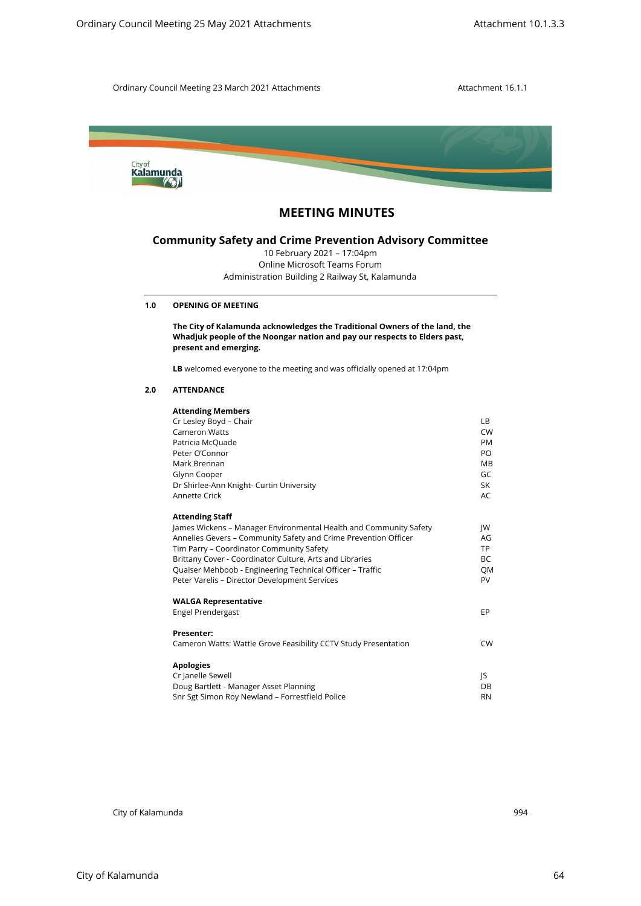# MEETING MINUTES

## Community Safety and Crime Prevention Advisory Committee

10 February 2021 – 17:04pm
Online Microsoft Teams Forum
Administration Building 2 Railway St, Kalamunda

### 1.0 OPENING OF MEETING

**The City of Kalamunda acknowledges the Traditional Owners of the land, the Whadjuk people of the Noongar nation and pay our respects to Elders past, present and emerging.**

**LB** welcomed everyone to the meeting and was officially opened at 17:04pm

### 2.0 ATTENDANCE

**Attending Members**

| | |
|---|---|
| Cr Lesley Boyd – Chair | LB |
| Cameron Watts | CW |
| Patricia McQuade | PM |
| Peter O'Connor | PO |
| Mark Brennan | MB |
| Glynn Cooper | GC |
| Dr Shirlee-Ann Knight- Curtin University | SK |
| Annette Crick | AC |

**Attending Staff**

| | |
|---|---|
| James Wickens – Manager Environmental Health and Community Safety | JW |
| Annelies Gevers – Community Safety and Crime Prevention Officer | AG |
| Tim Parry – Coordinator Community Safety | TP |
| Brittany Cover - Coordinator Culture, Arts and Libraries | BC |
| Quaiser Mehboob - Engineering Technical Officer – Traffic | QM |
| Peter Varelis – Director Development Services | PV |

**WALGA Representative**

| | |
|---|---|
| Engel Prendergast | EP |

**Presenter:**

| | |
|---|---|
| Cameron Watts: Wattle Grove Feasibility CCTV Study Presentation | CW |

**Apologies**

| | |
|---|---|
| Cr Janelle Sewell | JS |
| Doug Bartlett - Manager Asset Planning | DB |
| Snr Sgt Simon Roy Newland – Forrestfield Police | RN |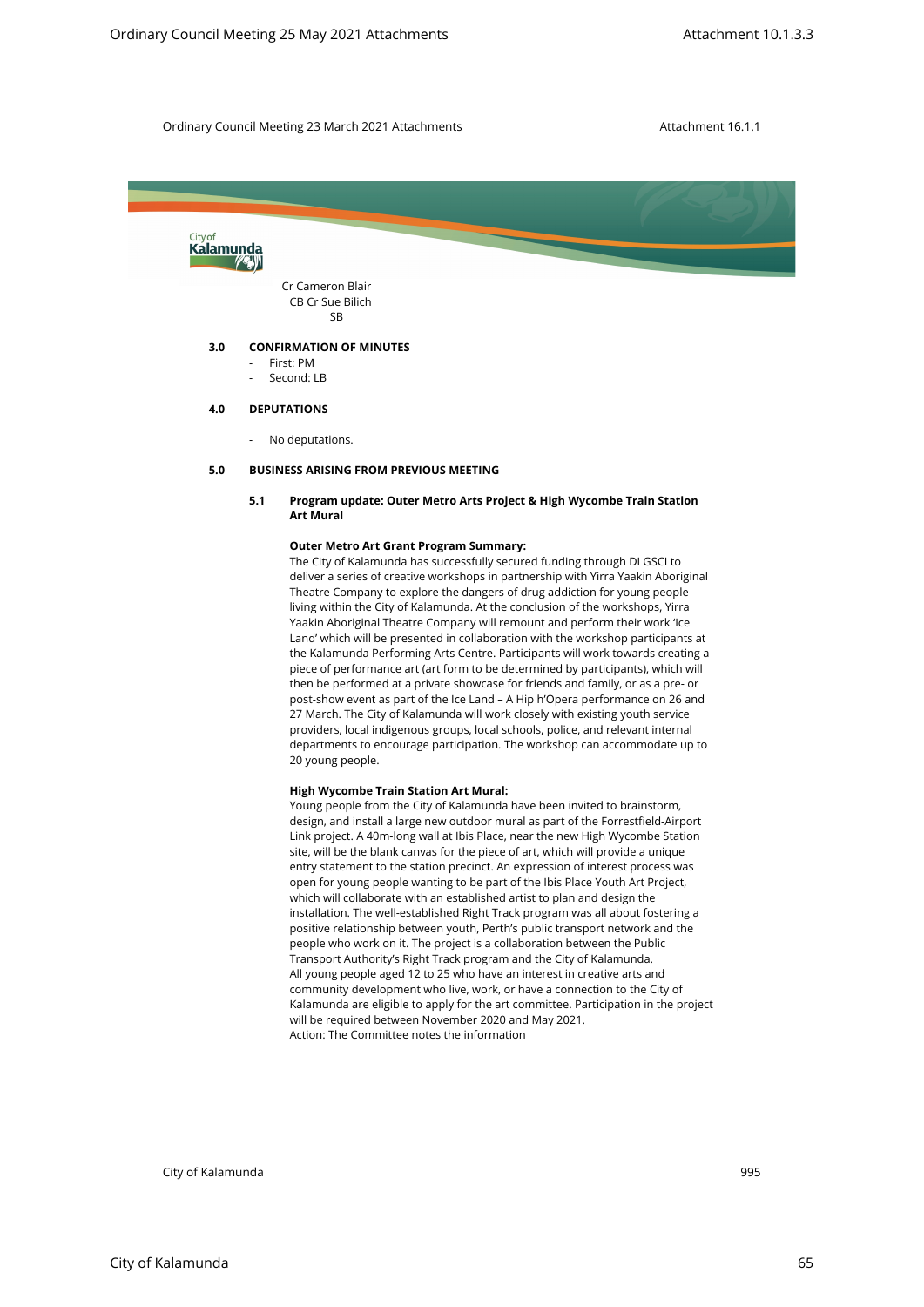Cr Cameron Blair
CB Cr Sue Bilich
SB

**3.0 CONFIRMATION OF MINUTES**

- First: PM
- Second: LB

**4.0 DEPUTATIONS**

- No deputations.

**5.0 BUSINESS ARISING FROM PREVIOUS MEETING**

**5.1 Program update: Outer Metro Arts Project & High Wycombe Train Station Art Mural**

**Outer Metro Art Grant Program Summary:**
The City of Kalamunda has successfully secured funding through DLGSCI to deliver a series of creative workshops in partnership with Yirra Yaakin Aboriginal Theatre Company to explore the dangers of drug addiction for young people living within the City of Kalamunda. At the conclusion of the workshops, Yirra Yaakin Aboriginal Theatre Company will remount and perform their work 'Ice Land' which will be presented in collaboration with the workshop participants at the Kalamunda Performing Arts Centre. Participants will work towards creating a piece of performance art (art form to be determined by participants), which will then be performed at a private showcase for friends and family, or as a pre- or post-show event as part of the Ice Land – A Hip h'Opera performance on 26 and 27 March. The City of Kalamunda will work closely with existing youth service providers, local indigenous groups, local schools, police, and relevant internal departments to encourage participation. The workshop can accommodate up to 20 young people.

**High Wycombe Train Station Art Mural:**
Young people from the City of Kalamunda have been invited to brainstorm, design, and install a large new outdoor mural as part of the Forrestfield-Airport Link project. A 40m-long wall at Ibis Place, near the new High Wycombe Station site, will be the blank canvas for the piece of art, which will provide a unique entry statement to the station precinct. An expression of interest process was open for young people wanting to be part of the Ibis Place Youth Art Project, which will collaborate with an established artist to plan and design the installation. The well-established Right Track program was all about fostering a positive relationship between youth, Perth's public transport network and the people who work on it. The project is a collaboration between the Public Transport Authority's Right Track program and the City of Kalamunda.
All young people aged 12 to 25 who have an interest in creative arts and community development who live, work, or have a connection to the City of Kalamunda are eligible to apply for the art committee. Participation in the project will be required between November 2020 and May 2021.
Action: The Committee notes the information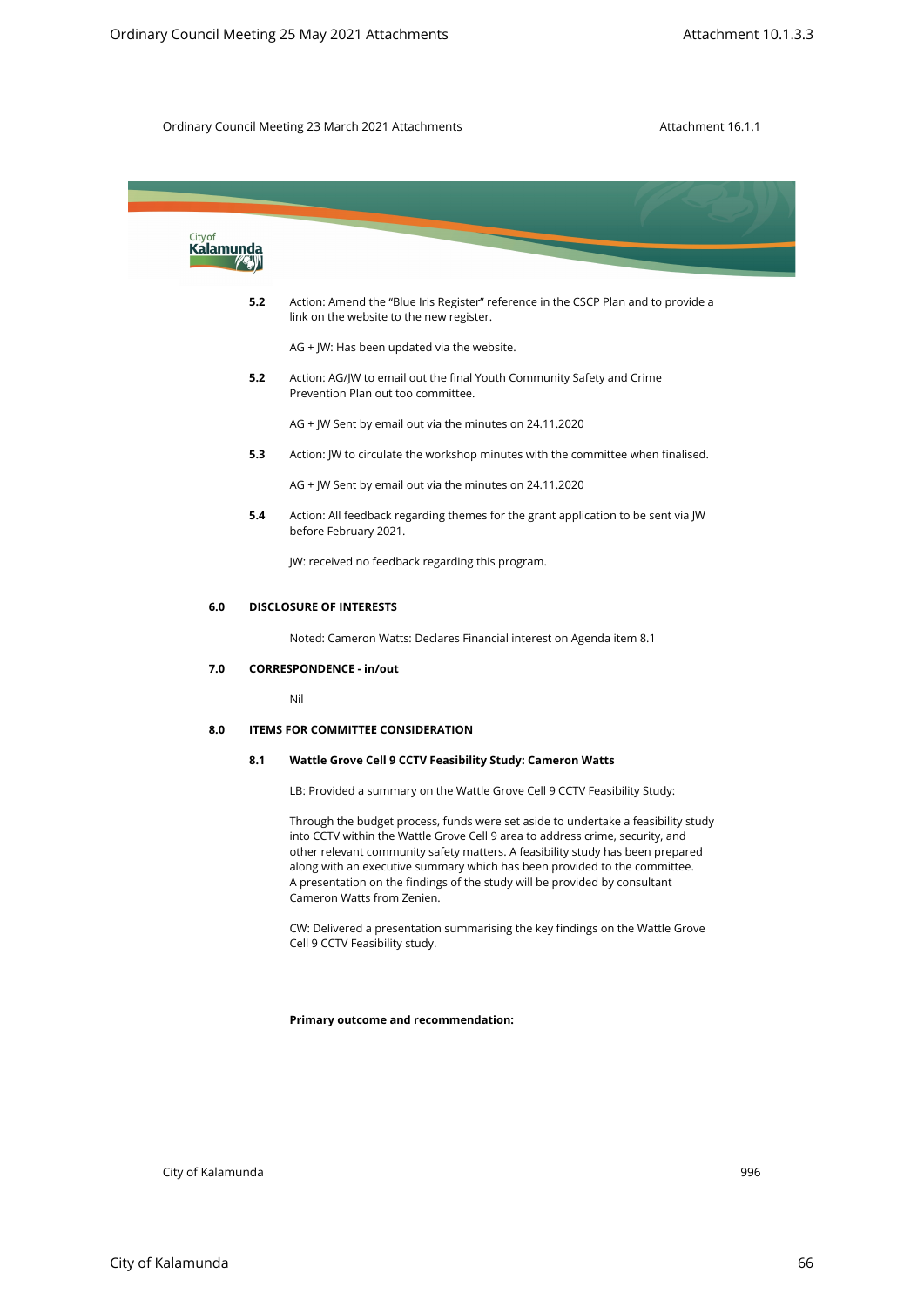**5.2** Action: Amend the "Blue Iris Register" reference in the CSCP Plan and to provide a link on the website to the new register.

AG + JW: Has been updated via the website.

**5.2** Action: AG/JW to email out the final Youth Community Safety and Crime Prevention Plan out too committee.

AG + JW Sent by email out via the minutes on 24.11.2020

**5.3** Action: JW to circulate the workshop minutes with the committee when finalised.

AG + JW Sent by email out via the minutes on 24.11.2020

**5.4** Action: All feedback regarding themes for the grant application to be sent via JW before February 2021.

JW: received no feedback regarding this program.

## 6.0 DISCLOSURE OF INTERESTS

Noted: Cameron Watts: Declares Financial interest on Agenda item 8.1

## 7.0 CORRESPONDENCE - in/out

Nil

## 8.0 ITEMS FOR COMMITTEE CONSIDERATION

### 8.1 Wattle Grove Cell 9 CCTV Feasibility Study: Cameron Watts

LB: Provided a summary on the Wattle Grove Cell 9 CCTV Feasibility Study:

Through the budget process, funds were set aside to undertake a feasibility study into CCTV within the Wattle Grove Cell 9 area to address crime, security, and other relevant community safety matters. A feasibility study has been prepared along with an executive summary which has been provided to the committee. A presentation on the findings of the study will be provided by consultant Cameron Watts from Zenien.

CW: Delivered a presentation summarising the key findings on the Wattle Grove Cell 9 CCTV Feasibility study.

**Primary outcome and recommendation:**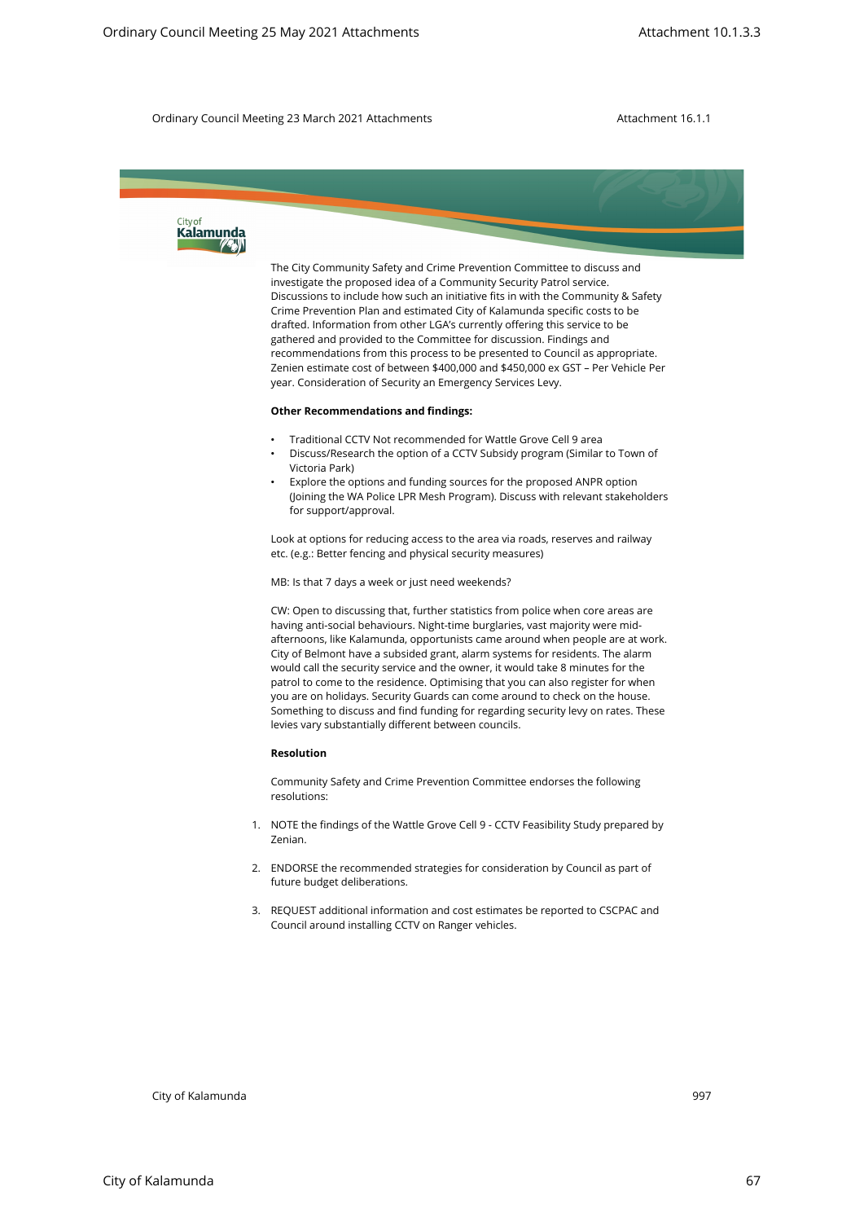The City Community Safety and Crime Prevention Committee to discuss and investigate the proposed idea of a Community Security Patrol service. Discussions to include how such an initiative fits in with the Community & Safety Crime Prevention Plan and estimated City of Kalamunda specific costs to be drafted. Information from other LGA's currently offering this service to be gathered and provided to the Committee for discussion. Findings and recommendations from this process to be presented to Council as appropriate. Zenien estimate cost of between $400,000 and $450,000 ex GST – Per Vehicle Per year. Consideration of Security an Emergency Services Levy.

**Other Recommendations and findings:**

- Traditional CCTV Not recommended for Wattle Grove Cell 9 area
- Discuss/Research the option of a CCTV Subsidy program (Similar to Town of Victoria Park)
- Explore the options and funding sources for the proposed ANPR option (Joining the WA Police LPR Mesh Program). Discuss with relevant stakeholders for support/approval.

Look at options for reducing access to the area via roads, reserves and railway etc. (e.g.: Better fencing and physical security measures)

MB: Is that 7 days a week or just need weekends?

CW: Open to discussing that, further statistics from police when core areas are having anti-social behaviours. Night-time burglaries, vast majority were mid-afternoons, like Kalamunda, opportunists came around when people are at work. City of Belmont have a subsided grant, alarm systems for residents. The alarm would call the security service and the owner, it would take 8 minutes for the patrol to come to the residence. Optimising that you can also register for when you are on holidays. Security Guards can come around to check on the house. Something to discuss and find funding for regarding security levy on rates. These levies vary substantially different between councils.

**Resolution**

Community Safety and Crime Prevention Committee endorses the following resolutions:

1. NOTE the findings of the Wattle Grove Cell 9 - CCTV Feasibility Study prepared by Zenian.

2. ENDORSE the recommended strategies for consideration by Council as part of future budget deliberations.

3. REQUEST additional information and cost estimates be reported to CSCPAC and Council around installing CCTV on Ranger vehicles.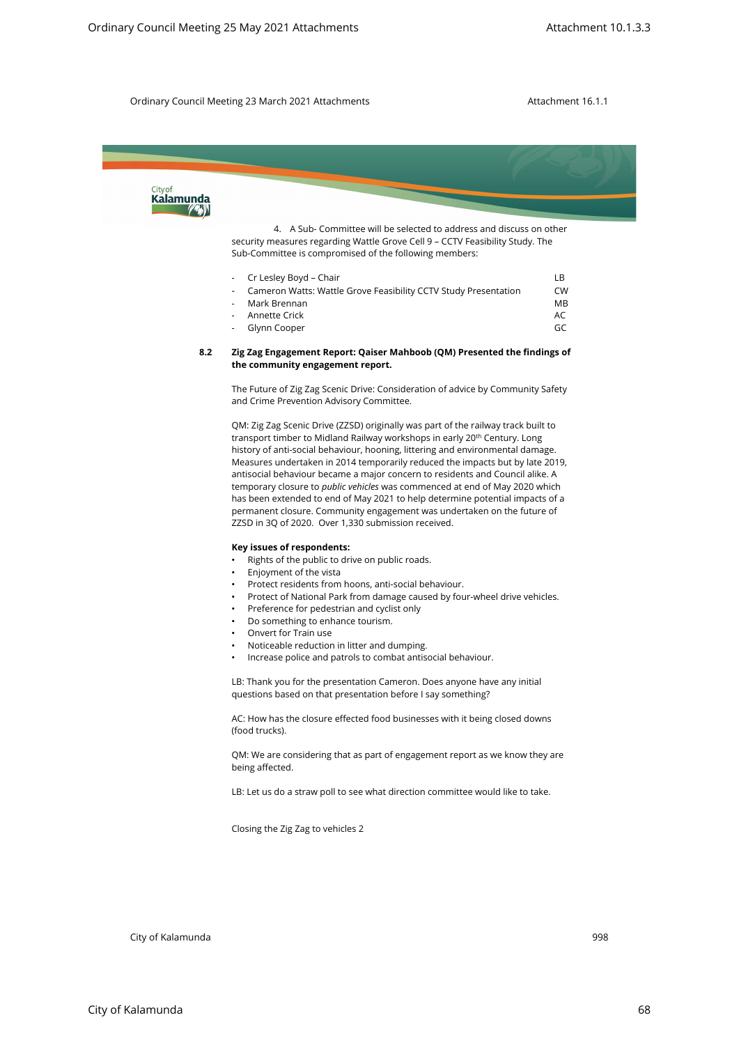4. A Sub- Committee will be selected to address and discuss on other security measures regarding Wattle Grove Cell 9 – CCTV Feasibility Study. The Sub-Committee is compromised of the following members:

| | |
|---|---|
| - Cr Lesley Boyd – Chair | LB |
| - Cameron Watts: Wattle Grove Feasibility CCTV Study Presentation | CW |
| - Mark Brennan | MB |
| - Annette Crick | AC |
| - Glynn Cooper | GC |

**8.2 Zig Zag Engagement Report: Qaiser Mahboob (QM) Presented the findings of the community engagement report.**

The Future of Zig Zag Scenic Drive: Consideration of advice by Community Safety and Crime Prevention Advisory Committee.

QM: Zig Zag Scenic Drive (ZZSD) originally was part of the railway track built to transport timber to Midland Railway workshops in early 20th Century. Long history of anti-social behaviour, hooning, littering and environmental damage. Measures undertaken in 2014 temporarily reduced the impacts but by late 2019, antisocial behaviour became a major concern to residents and Council alike. A temporary closure to *public vehicles* was commenced at end of May 2020 which has been extended to end of May 2021 to help determine potential impacts of a permanent closure. Community engagement was undertaken on the future of ZZSD in 3Q of 2020. Over 1,330 submission received.

**Key issues of respondents:**

- Rights of the public to drive on public roads.
- Enjoyment of the vista
- Protect residents from hoons, anti-social behaviour.
- Protect of National Park from damage caused by four-wheel drive vehicles.
- Preference for pedestrian and cyclist only
- Do something to enhance tourism.
- Onvert for Train use
- Noticeable reduction in litter and dumping.
- Increase police and patrols to combat antisocial behaviour.

LB: Thank you for the presentation Cameron. Does anyone have any initial questions based on that presentation before I say something?

AC: How has the closure effected food businesses with it being closed downs (food trucks).

QM: We are considering that as part of engagement report as we know they are being affected.

LB: Let us do a straw poll to see what direction committee would like to take.

Closing the Zig Zag to vehicles 2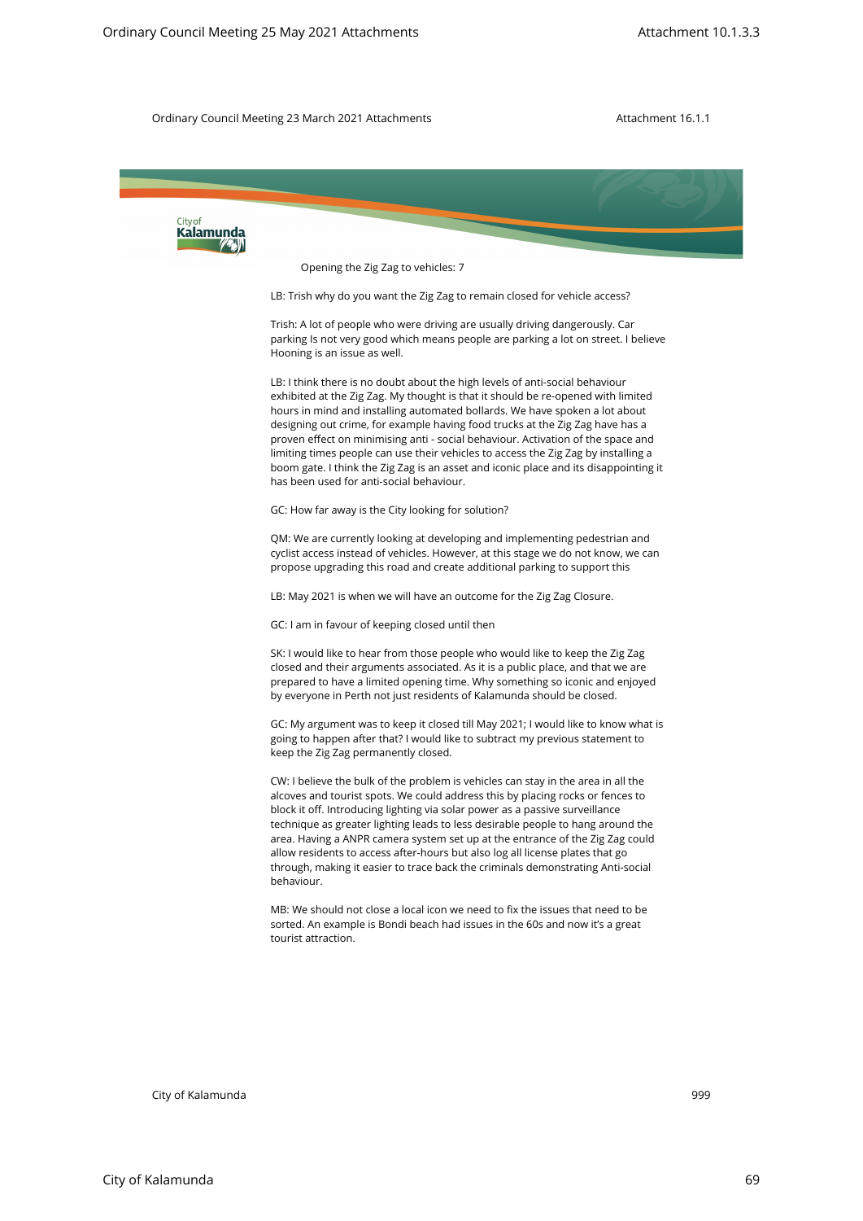Opening the Zig Zag to vehicles: 7

LB: Trish why do you want the Zig Zag to remain closed for vehicle access?

Trish: A lot of people who were driving are usually driving dangerously. Car parking Is not very good which means people are parking a lot on street. I believe Hooning is an issue as well.

LB: I think there is no doubt about the high levels of anti-social behaviour exhibited at the Zig Zag. My thought is that it should be re-opened with limited hours in mind and installing automated bollards. We have spoken a lot about designing out crime, for example having food trucks at the Zig Zag have has a proven effect on minimising anti - social behaviour. Activation of the space and limiting times people can use their vehicles to access the Zig Zag by installing a boom gate. I think the Zig Zag is an asset and iconic place and its disappointing it has been used for anti-social behaviour.

GC: How far away is the City looking for solution?

QM: We are currently looking at developing and implementing pedestrian and cyclist access instead of vehicles. However, at this stage we do not know, we can propose upgrading this road and create additional parking to support this

LB: May 2021 is when we will have an outcome for the Zig Zag Closure.

GC: I am in favour of keeping closed until then

SK: I would like to hear from those people who would like to keep the Zig Zag closed and their arguments associated. As it is a public place, and that we are prepared to have a limited opening time. Why something so iconic and enjoyed by everyone in Perth not just residents of Kalamunda should be closed.

GC: My argument was to keep it closed till May 2021; I would like to know what is going to happen after that? I would like to subtract my previous statement to keep the Zig Zag permanently closed.

CW: I believe the bulk of the problem is vehicles can stay in the area in all the alcoves and tourist spots. We could address this by placing rocks or fences to block it off. Introducing lighting via solar power as a passive surveillance technique as greater lighting leads to less desirable people to hang around the area. Having a ANPR camera system set up at the entrance of the Zig Zag could allow residents to access after-hours but also log all license plates that go through, making it easier to trace back the criminals demonstrating Anti-social behaviour.

MB: We should not close a local icon we need to fix the issues that need to be sorted. An example is Bondi beach had issues in the 60s and now it's a great tourist attraction.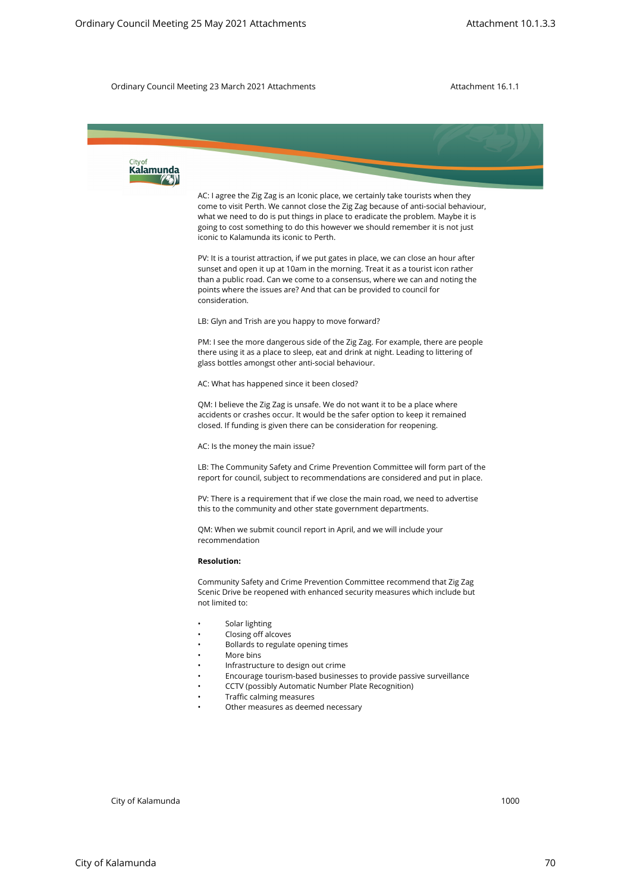AC: I agree the Zig Zag is an Iconic place, we certainly take tourists when they come to visit Perth. We cannot close the Zig Zag because of anti-social behaviour, what we need to do is put things in place to eradicate the problem. Maybe it is going to cost something to do this however we should remember it is not just iconic to Kalamunda its iconic to Perth.

PV: It is a tourist attraction, if we put gates in place, we can close an hour after sunset and open it up at 10am in the morning. Treat it as a tourist icon rather than a public road. Can we come to a consensus, where we can and noting the points where the issues are? And that can be provided to council for consideration.

LB: Glyn and Trish are you happy to move forward?

PM: I see the more dangerous side of the Zig Zag. For example, there are people there using it as a place to sleep, eat and drink at night. Leading to littering of glass bottles amongst other anti-social behaviour.

AC: What has happened since it been closed?

QM: I believe the Zig Zag is unsafe. We do not want it to be a place where accidents or crashes occur. It would be the safer option to keep it remained closed. If funding is given there can be consideration for reopening.

AC: Is the money the main issue?

LB: The Community Safety and Crime Prevention Committee will form part of the report for council, subject to recommendations are considered and put in place.

PV: There is a requirement that if we close the main road, we need to advertise this to the community and other state government departments.

QM: When we submit council report in April, and we will include your recommendation

**Resolution:**

Community Safety and Crime Prevention Committee recommend that Zig Zag Scenic Drive be reopened with enhanced security measures which include but not limited to:

- Solar lighting
- Closing off alcoves
- Bollards to regulate opening times
- More bins
- Infrastructure to design out crime
- Encourage tourism-based businesses to provide passive surveillance
- CCTV (possibly Automatic Number Plate Recognition)
- Traffic calming measures
- Other measures as deemed necessary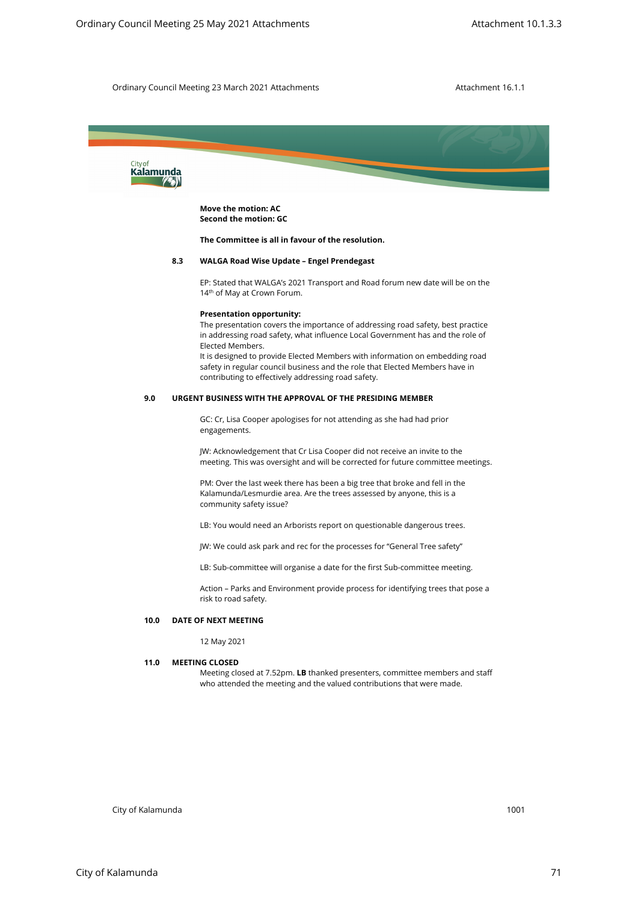**Move the motion: AC**
**Second the motion: GC**

**The Committee is all in favour of the resolution.**

### 8.3 WALGA Road Wise Update – Engel Prendegast

EP: Stated that WALGA's 2021 Transport and Road forum new date will be on the 14th of May at Crown Forum.

**Presentation opportunity:**
The presentation covers the importance of addressing road safety, best practice in addressing road safety, what influence Local Government has and the role of Elected Members.
It is designed to provide Elected Members with information on embedding road safety in regular council business and the role that Elected Members have in contributing to effectively addressing road safety.

## 9.0 URGENT BUSINESS WITH THE APPROVAL OF THE PRESIDING MEMBER

GC: Cr, Lisa Cooper apologises for not attending as she had had prior engagements.

JW: Acknowledgement that Cr Lisa Cooper did not receive an invite to the meeting. This was oversight and will be corrected for future committee meetings.

PM: Over the last week there has been a big tree that broke and fell in the Kalamunda/Lesmurdie area. Are the trees assessed by anyone, this is a community safety issue?

LB: You would need an Arborists report on questionable dangerous trees.

JW: We could ask park and rec for the processes for "General Tree safety"

LB: Sub-committee will organise a date for the first Sub-committee meeting.

Action – Parks and Environment provide process for identifying trees that pose a risk to road safety.

## 10.0 DATE OF NEXT MEETING

12 May 2021

## 11.0 MEETING CLOSED

Meeting closed at 7.52pm. **LB** thanked presenters, committee members and staff who attended the meeting and the valued contributions that were made.